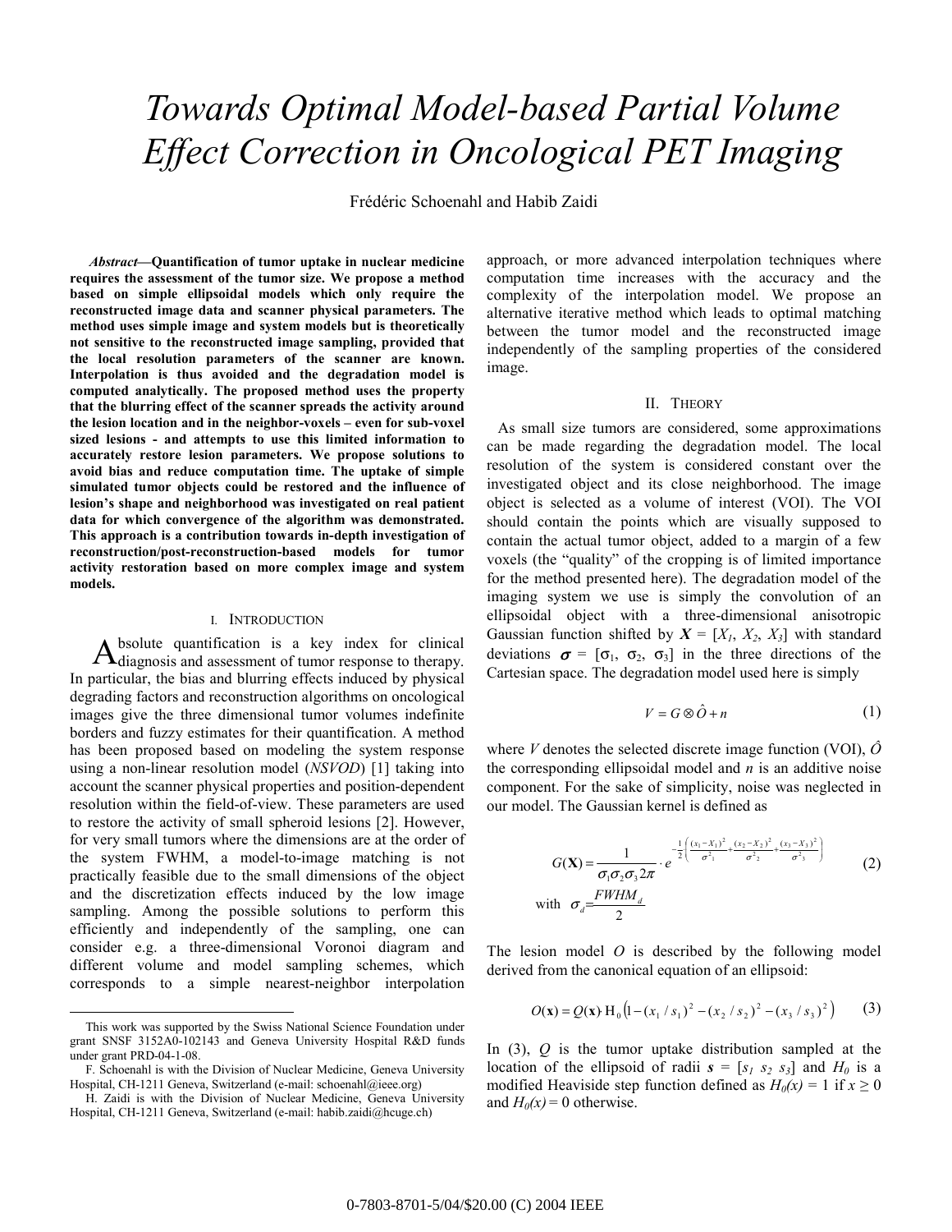# Towards Optimal Model-based Partial Volume Effect Correction in Oncological PET Imaging

Frédéric Schoenahl and Habib Zaidi

***Abstract*—Quantification of tumor uptake in nuclear medicine requires the assessment of the tumor size. We propose a method based on simple ellipsoidal models which only require the reconstructed image data and scanner physical parameters. The method uses simple image and system models but is theoretically not sensitive to the reconstructed image sampling, provided that the local resolution parameters of the scanner are known. Interpolation is thus avoided and the degradation model is computed analytically. The proposed method uses the property that the blurring effect of the scanner spreads the activity around the lesion location and in the neighbor-voxels – even for sub-voxel sized lesions - and attempts to use this limited information to accurately restore lesion parameters. We propose solutions to avoid bias and reduce computation time. The uptake of simple simulated tumor objects could be restored and the influence of lesion's shape and neighborhood was investigated on real patient data for which convergence of the algorithm was demonstrated. This approach is a contribution towards in-depth investigation of reconstruction/post-reconstruction-based models for tumor activity restoration based on more complex image and system models.**

## I. Introduction

Absolute quantification is a key index for clinical diagnosis and assessment of tumor response to therapy. In particular, the bias and blurring effects induced by physical degrading factors and reconstruction algorithms on oncological images give the three dimensional tumor volumes indefinite borders and fuzzy estimates for their quantification. A method has been proposed based on modeling the system response using a non-linear resolution model (*NSVOD*) [1] taking into account the scanner physical properties and position-dependent resolution within the field-of-view. These parameters are used to restore the activity of small spheroid lesions [2]. However, for very small tumors where the dimensions are at the order of the system FWHM, a model-to-image matching is not practically feasible due to the small dimensions of the object and the discretization effects induced by the low image sampling. Among the possible solutions to perform this efficiently and independently of the sampling, one can consider e.g. a three-dimensional Voronoi diagram and different volume and model sampling schemes, which corresponds to a simple nearest-neighbor interpolation approach, or more advanced interpolation techniques where computation time increases with the accuracy and the complexity of the interpolation model. We propose an alternative iterative method which leads to optimal matching between the tumor model and the reconstructed image independently of the sampling properties of the considered image.

This work was supported by the Swiss National Science Foundation under grant SNSF 3152A0-102143 and Geneva University Hospital R&D funds under grant PRD-04-1-08.

F. Schoenahl is with the Division of Nuclear Medicine, Geneva University Hospital, CH-1211 Geneva, Switzerland (e-mail: schoenahl@ieee.org)

H. Zaidi is with the Division of Nuclear Medicine, Geneva University Hospital, CH-1211 Geneva, Switzerland (e-mail: habib.zaidi@hcuge.ch)

## II. Theory

As small size tumors are considered, some approximations can be made regarding the degradation model. The local resolution of the system is considered constant over the investigated object and its close neighborhood. The image object is selected as a volume of interest (VOI). The VOI should contain the points which are visually supposed to contain the actual tumor object, added to a margin of a few voxels (the "quality" of the cropping is of limited importance for the method presented here). The degradation model of the imaging system we use is simply the convolution of an ellipsoidal object with a three-dimensional anisotropic Gaussian function shifted by $\boldsymbol{X} = [X_1, X_2, X_3]$ with standard deviations $\boldsymbol{\sigma} = [\sigma_1, \sigma_2, \sigma_3]$ in the three directions of the Cartesian space. The degradation model used here is simply

$$V = G \otimes \hat{O} + n \tag{1}$$

where $V$ denotes the selected discrete image function (VOI), $\hat{O}$ the corresponding ellipsoidal model and $n$ is an additive noise component. For the sake of simplicity, noise was neglected in our model. The Gaussian kernel is defined as

$$G(\mathbf{X}) = \frac{1}{\sigma_1 \sigma_2 \sigma_3 2\pi} \cdot e^{-\frac{1}{2}\left(\frac{(x_1 - X_1)^2}{\sigma^2_1} + \frac{(x_2 - X_2)^2}{\sigma^2_2} + \frac{(x_3 - X_3)^2}{\sigma^2_3}\right)} \tag{2}$$

$$\text{with} \quad \sigma_d = \frac{FWHM_d}{2}$$

The lesion model $O$ is described by the following model derived from the canonical equation of an ellipsoid:

$$O(\mathbf{x}) = Q(\mathbf{x}) \cdot \mathrm{H}_0\left(1 - (x_1 / s_1)^2 - (x_2 / s_2)^2 - (x_3 / s_3)^2\right) \tag{3}$$

In (3), $Q$ is the tumor uptake distribution sampled at the location of the ellipsoid of radii $\boldsymbol{s} = [s_1\ s_2\ s_3]$ and $H_0$ is a modified Heaviside step function defined as $H_0(x) = 1$ if $x \geq 0$ and $H_0(x) = 0$ otherwise.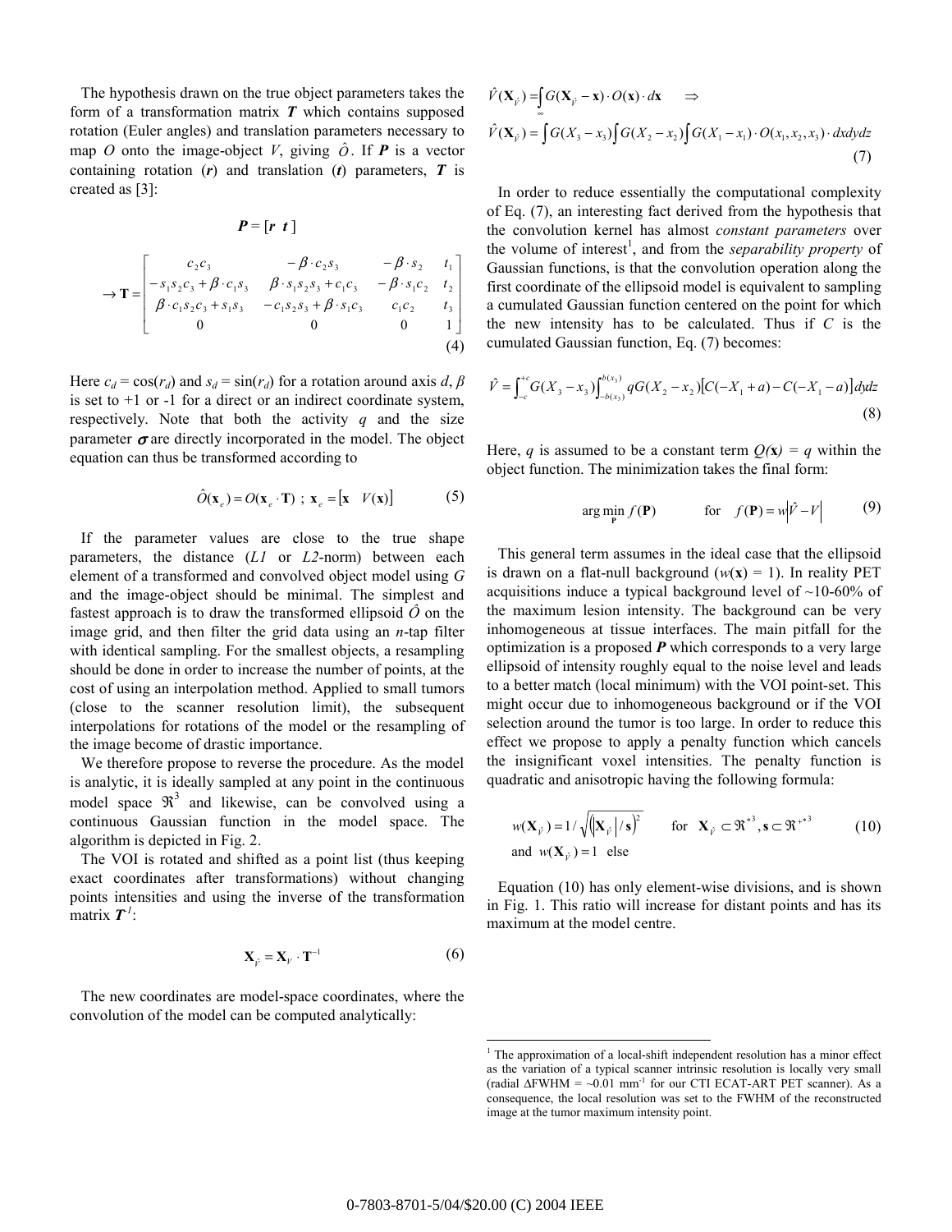The hypothesis drawn on the true object parameters takes the form of a transformation matrix $\boldsymbol{T}$ which contains supposed rotation (Euler angles) and translation parameters necessary to map $O$ onto the image-object $V$, giving $\hat{O}$. If $\boldsymbol{P}$ is a vector containing rotation ($\boldsymbol{r}$) and translation ($\boldsymbol{t}$) parameters, $\boldsymbol{T}$ is created as [3]:

$$\boldsymbol{P} = [\boldsymbol{r} \;\; \boldsymbol{t}\,]$$

$$\rightarrow \mathbf{T} = \begin{bmatrix} c_2 c_3 & -\beta \cdot c_2 s_3 & -\beta \cdot s_2 & t_1 \\ -s_1 s_2 c_3 + \beta \cdot c_1 s_3 & \beta \cdot s_1 s_2 s_3 + c_1 c_3 & -\beta \cdot s_1 c_2 & t_2 \\ \beta \cdot c_1 s_2 c_3 + s_1 s_3 & -c_1 s_2 s_3 + \beta \cdot s_1 c_3 & c_1 c_2 & t_3 \\ 0 & 0 & 0 & 1 \end{bmatrix} \tag{4}$$

Here $c_d = \cos(r_d)$ and $s_d = \sin(r_d)$ for a rotation around axis $d$, $\beta$ is set to +1 or -1 for a direct or an indirect coordinate system, respectively. Note that both the activity $q$ and the size parameter $\boldsymbol{\sigma}$ are directly incorporated in the model. The object equation can thus be transformed according to

$$\hat{O}(\mathbf{x}_e) = O(\mathbf{x}_e \cdot \mathbf{T}) \;;\; \mathbf{x}_e = [\mathbf{x} \quad V(\mathbf{x})] \tag{5}$$

If the parameter values are close to the true shape parameters, the distance (*L1* or *L2*-norm) between each element of a transformed and convolved object model using $G$ and the image-object should be minimal. The simplest and fastest approach is to draw the transformed ellipsoid $\hat{O}$ on the image grid, and then filter the grid data using an $n$-tap filter with identical sampling. For the smallest objects, a resampling should be done in order to increase the number of points, at the cost of using an interpolation method. Applied to small tumors (close to the scanner resolution limit), the subsequent interpolations for rotations of the model or the resampling of the image become of drastic importance.

We therefore propose to reverse the procedure. As the model is analytic, it is ideally sampled at any point in the continuous model space $\Re^3$ and likewise, can be convolved using a continuous Gaussian function in the model space. The algorithm is depicted in Fig. 2.

The VOI is rotated and shifted as a point list (thus keeping exact coordinates after transformations) without changing points intensities and using the inverse of the transformation matrix $\boldsymbol{T}^{-1}$:

$$\mathbf{X}_{\hat{V}} = \mathbf{X}_V \cdot \mathbf{T}^{-1} \tag{6}$$

The new coordinates are model-space coordinates, where the convolution of the model can be computed analytically:

$$\hat{V}(\mathbf{X}_{\hat{V}}) = \int_{\infty} G(\mathbf{X}_{\hat{V}} - \mathbf{x}) \cdot O(\mathbf{x}) \cdot d\mathbf{x} \quad \Rightarrow$$

$$\hat{V}(\mathbf{X}_{\hat{V}}) = \int G(X_3 - x_3) \int G(X_2 - x_2) \int G(X_1 - x_1) \cdot O(x_1, x_2, x_3) \cdot dxdydz \tag{7}$$

In order to reduce essentially the computational complexity of Eq. (7), an interesting fact derived from the hypothesis that the convolution kernel has almost *constant parameters* over the volume of interest[1], and from the *separability property* of Gaussian functions, is that the convolution operation along the first coordinate of the ellipsoid model is equivalent to sampling a cumulated Gaussian function centered on the point for which the new intensity has to be calculated. Thus if $C$ is the cumulated Gaussian function, Eq. (7) becomes:

$$\hat{V} = \int_{-c}^{+c} G(X_3 - x_3) \int_{-b(x_3)}^{b(x_3)} qG(X_2 - x_2)\left[C(-X_1 + a) - C(-X_1 - a)\right] dydz \tag{8}$$

Here, $q$ is assumed to be a constant term $Q(\mathbf{x}) = q$ within the object function. The minimization takes the final form:

$$\arg\min_{\mathbf{P}} f(\mathbf{P}) \qquad \text{for} \quad f(\mathbf{P}) = w\left|\hat{V} - V\right| \tag{9}$$

This general term assumes in the ideal case that the ellipsoid is drawn on a flat-null background ($w(\mathbf{x}) = 1$). In reality PET acquisitions induce a typical background level of ~10-60% of the maximum lesion intensity. The background can be very inhomogeneous at tissue interfaces. The main pitfall for the optimization is a proposed $\boldsymbol{P}$ which corresponds to a very large ellipsoid of intensity roughly equal to the noise level and leads to a better match (local minimum) with the VOI point-set. This might occur due to inhomogeneous background or if the VOI selection around the tumor is too large. In order to reduce this effect we propose to apply a penalty function which cancels the insignificant voxel intensities. The penalty function is quadratic and anisotropic having the following formula:

$$w(\mathbf{X}_{\hat{V}}) = 1/\sqrt{\left(\left|\mathbf{X}_{\hat{V}}\right|/\mathbf{s}\right)^2} \qquad \text{for} \quad \mathbf{X}_{\hat{V}} \subset \Re^{*3}, \mathbf{s} \subset \Re^{+*3} \tag{10}$$

$$\text{and} \quad w(\mathbf{X}_{\hat{V}}) = 1 \quad \text{else}$$

Equation (10) has only element-wise divisions, and is shown in Fig. 1. This ratio will increase for distant points and has its maximum at the model centre.

[1] The approximation of a local-shift independent resolution has a minor effect as the variation of a typical scanner intrinsic resolution is locally very small (radial ΔFWHM = ~0.01 mm$^{-1}$ for our CTI ECAT-ART PET scanner). As a consequence, the local resolution was set to the FWHM of the reconstructed image at the tumor maximum intensity point.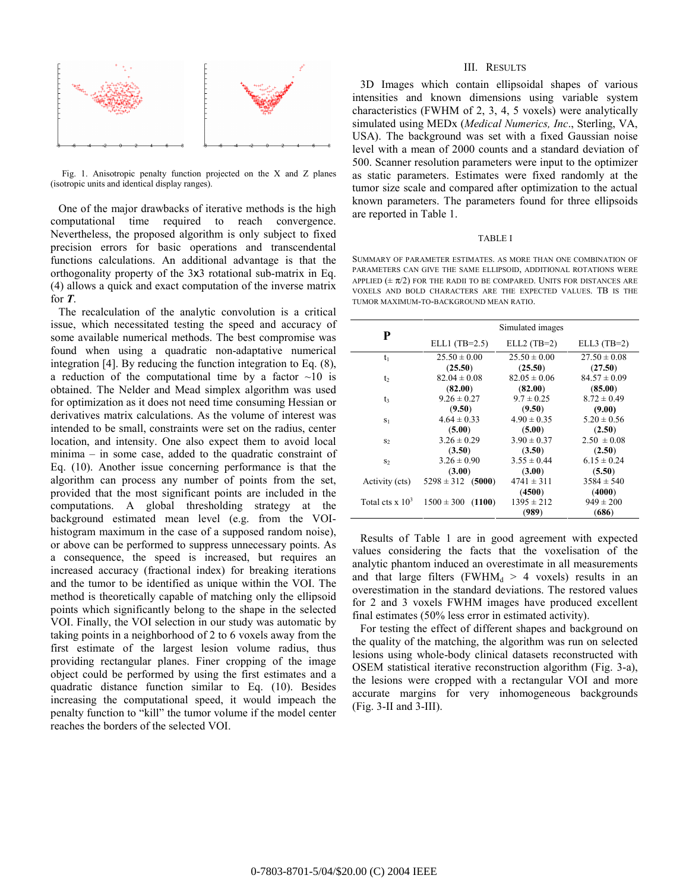Fig. 1. Anisotropic penalty function projected on the X and Z planes (isotropic units and identical display ranges).

One of the major drawbacks of iterative methods is the high computational time required to reach convergence. Nevertheless, the proposed algorithm is only subject to fixed precision errors for basic operations and transcendental functions calculations. An additional advantage is that the orthogonality property of the 3x3 rotational sub-matrix in Eq. (4) allows a quick and exact computation of the inverse matrix for ***T***.

The recalculation of the analytic convolution is a critical issue, which necessitated testing the speed and accuracy of some available numerical methods. The best compromise was found when using a quadratic non-adaptative numerical integration [4]. By reducing the function integration to Eq. (8), a reduction of the computational time by a factor ~10 is obtained. The Nelder and Mead simplex algorithm was used for optimization as it does not need time consuming Hessian or derivatives matrix calculations. As the volume of interest was intended to be small, constraints were set on the radius, center location, and intensity. One also expect them to avoid local minima – in some case, added to the quadratic constraint of Eq. (10). Another issue concerning performance is that the algorithm can process any number of points from the set, provided that the most significant points are included in the computations. A global thresholding strategy at the background estimated mean level (e.g. from the VOI-histogram maximum in the case of a supposed random noise), or above can be performed to suppress unnecessary points. As a consequence, the speed is increased, but requires an increased accuracy (fractional index) for breaking iterations and the tumor to be identified as unique within the VOI. The method is theoretically capable of matching only the ellipsoid points which significantly belong to the shape in the selected VOI. Finally, the VOI selection in our study was automatic by taking points in a neighborhood of 2 to 6 voxels away from the first estimate of the largest lesion volume radius, thus providing rectangular planes. Finer cropping of the image object could be performed by using the first estimates and a quadratic distance function similar to Eq. (10). Besides increasing the computational speed, it would impeach the penalty function to "kill" the tumor volume if the model center reaches the borders of the selected VOI.

## III. Results

3D Images which contain ellipsoidal shapes of various intensities and known dimensions using variable system characteristics (FWHM of 2, 3, 4, 5 voxels) were analytically simulated using MEDx (*Medical Numerics, Inc*., Sterling, VA, USA). The background was set with a fixed Gaussian noise level with a mean of 2000 counts and a standard deviation of 500. Scanner resolution parameters were input to the optimizer as static parameters. Estimates were fixed randomly at the tumor size scale and compared after optimization to the actual known parameters. The parameters found for three ellipsoids are reported in Table 1.

TABLE I

Summary of parameter estimates. As more than one combination of parameters can give the same ellipsoid, additional rotations were applied ($\pm \pi/2$) for the radii to be compared. Units for distances are voxels and bold characters are the expected values. TB is the tumor maximum-to-background mean ratio.

| **P** | Simulated images | | |
|---|---|---|---|
| | ELL1 (TB=2.5) | ELL2 (TB=2) | ELL3 (TB=2) |
| $t_1$ | 25.50 ± 0.00 (**25.50**) | 25.50 ± 0.00 (**25.50**) | 27.50 ± 0.08 (**27.50**) |
| $t_2$ | 82.04 ± 0.08 (**82.00**) | 82.05 ± 0.06 (**82.00**) | 84.57 ± 0.09 (**85.00**) |
| $t_3$ | 9.26 ± 0.27 (**9.50**) | 9.7 ± 0.25 (**9.50**) | 8.72 ± 0.49 (**9.00**) |
| $s_1$ | 4.64 ± 0.33 (**5.00**) | 4.90 ± 0.35 (**5.00**) | 5.20 ± 0.56 (**2.50**) |
| $s_2$ | 3.26 ± 0.29 (**3.50**) | 3.90 ± 0.37 (**3.50**) | 2.50 ± 0.08 (**2.50**) |
| $s_2$ | 3.26 ± 0.90 (**3.00**) | 3.55 ± 0.44 (**3.00**) | 6.15 ± 0.24 (**5.50**) |
| Activity (cts) | 5298 ± 312 (**5000**) | 4741 ± 311 (**4500**) | 3584 ± 540 (**4000**) |
| Total cts x $10^3$ | 1500 ± 300 (**1100**) | 1395 ± 212 (**989**) | 949 ± 200 (**686**) |

Results of Table 1 are in good agreement with expected values considering the facts that the voxelisation of the analytic phantom induced an overestimate in all measurements and that large filters ($FWHM_d$ > 4 voxels) results in an overestimation in the standard deviations. The restored values for 2 and 3 voxels FWHM images have produced excellent final estimates (50% less error in estimated activity).

For testing the effect of different shapes and background on the quality of the matching, the algorithm was run on selected lesions using whole-body clinical datasets reconstructed with OSEM statistical iterative reconstruction algorithm (Fig. 3-a), the lesions were cropped with a rectangular VOI and more accurate margins for very inhomogeneous backgrounds (Fig. 3-II and 3-III).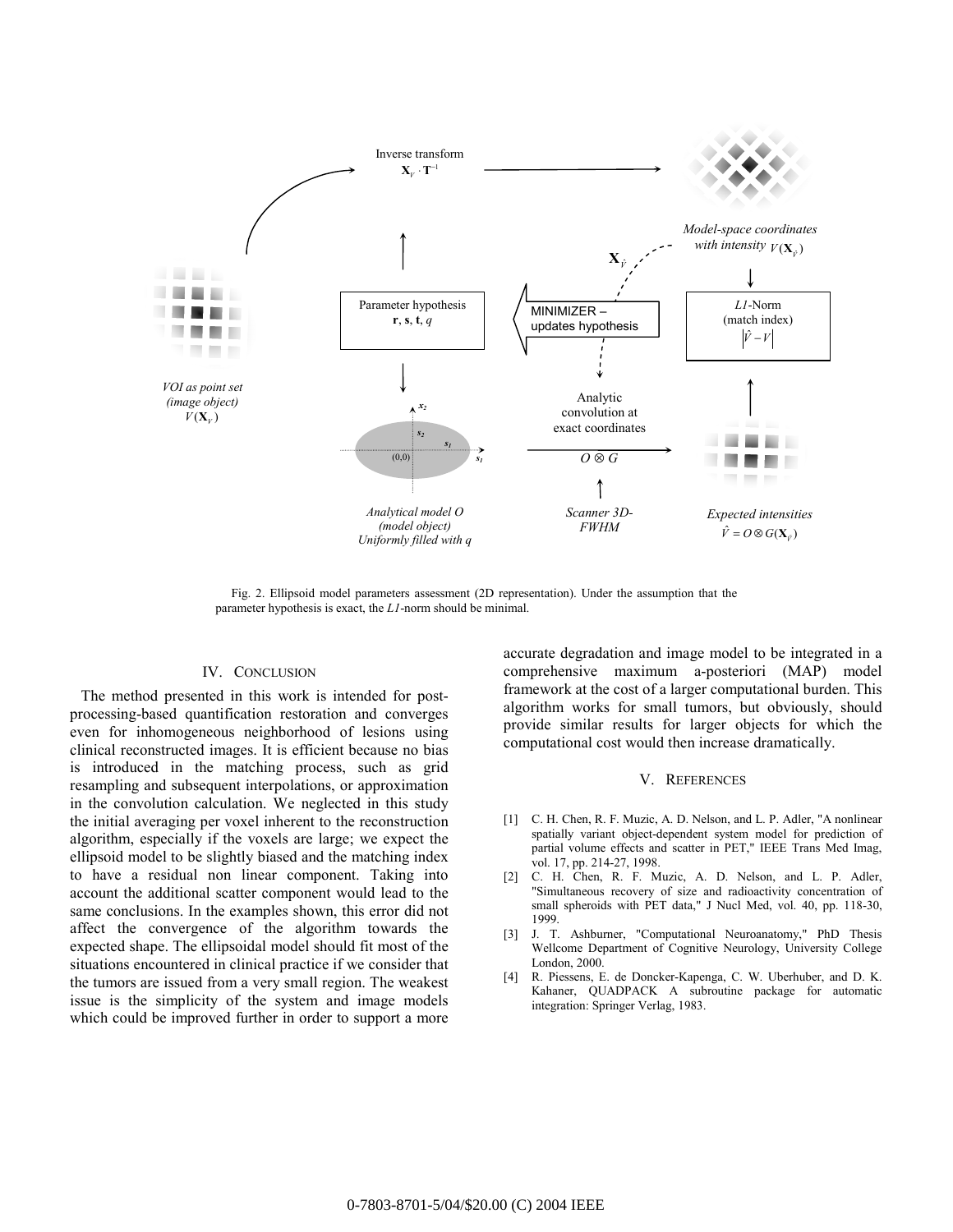Fig. 2. Ellipsoid model parameters assessment (2D representation). Under the assumption that the parameter hypothesis is exact, the *L1*-norm should be minimal.

## IV. Conclusion

The method presented in this work is intended for post-processing-based quantification restoration and converges even for inhomogeneous neighborhood of lesions using clinical reconstructed images. It is efficient because no bias is introduced in the matching process, such as grid resampling and subsequent interpolations, or approximation in the convolution calculation. We neglected in this study the initial averaging per voxel inherent to the reconstruction algorithm, especially if the voxels are large; we expect the ellipsoid model to be slightly biased and the matching index to have a residual non linear component. Taking into account the additional scatter component would lead to the same conclusions. In the examples shown, this error did not affect the convergence of the algorithm towards the expected shape. The ellipsoidal model should fit most of the situations encountered in clinical practice if we consider that the tumors are issued from a very small region. The weakest issue is the simplicity of the system and image models which could be improved further in order to support a more accurate degradation and image model to be integrated in a comprehensive maximum a-posteriori (MAP) model framework at the cost of a larger computational burden. This algorithm works for small tumors, but obviously, should provide similar results for larger objects for which the computational cost would then increase dramatically.

## V. References

[1] C. H. Chen, R. F. Muzic, A. D. Nelson, and L. P. Adler, "A nonlinear spatially variant object-dependent system model for prediction of partial volume effects and scatter in PET," IEEE Trans Med Imag, vol. 17, pp. 214-27, 1998.

[2] C. H. Chen, R. F. Muzic, A. D. Nelson, and L. P. Adler, "Simultaneous recovery of size and radioactivity concentration of small spheroids with PET data," J Nucl Med, vol. 40, pp. 118-30, 1999.

[3] J. T. Ashburner, "Computational Neuroanatomy," PhD Thesis Wellcome Department of Cognitive Neurology, University College London, 2000.

[4] R. Piessens, E. de Doncker-Kapenga, C. W. Uberhuber, and D. K. Kahaner, QUADPACK A subroutine package for automatic integration: Springer Verlag, 1983.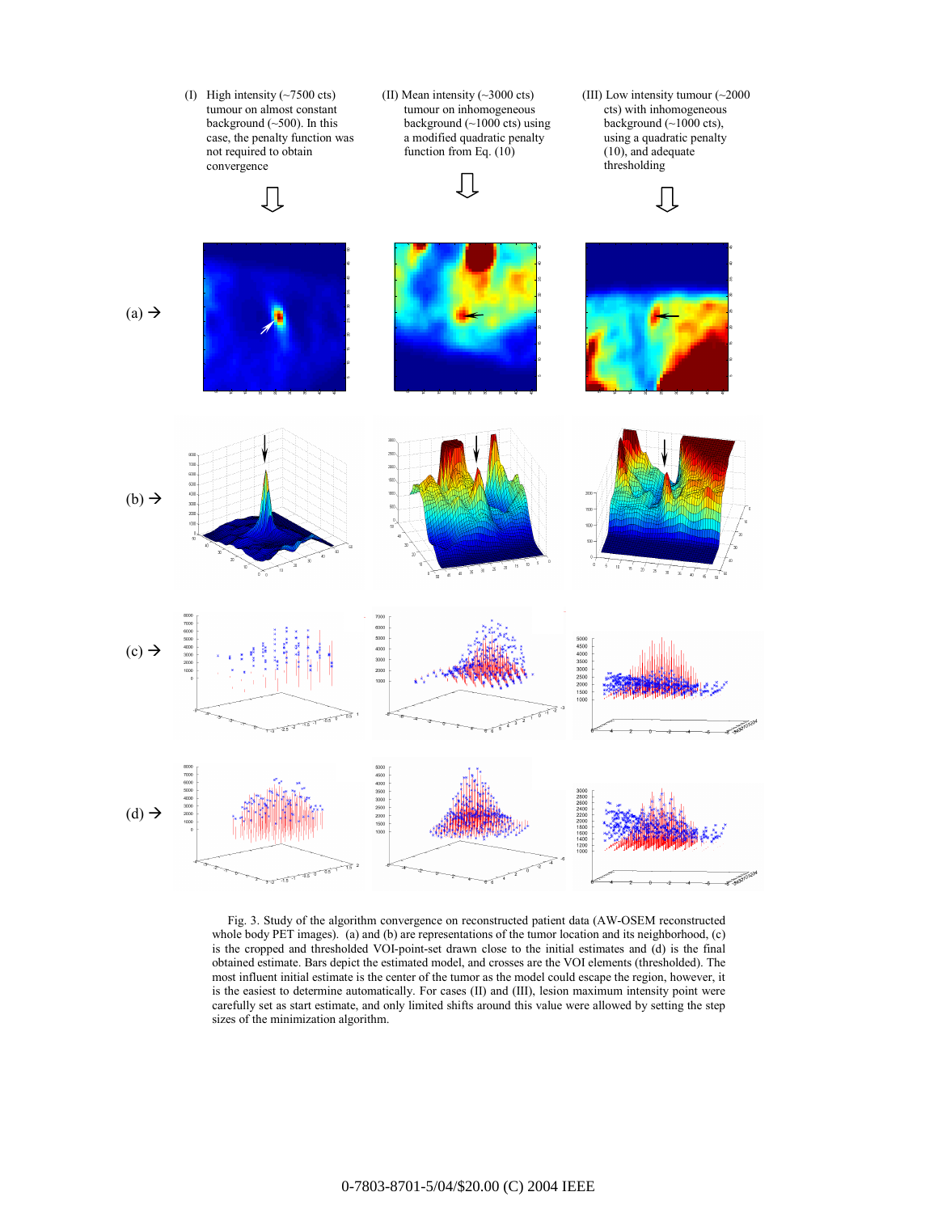(I) High intensity (~7500 cts) tumour on almost constant background (~500). In this case, the penalty function was not required to obtain convergence

(II) Mean intensity (~3000 cts) tumour on inhomogeneous background (~1000 cts) using a modified quadratic penalty function from Eq. (10)

(III) Low intensity tumour (~2000 cts) with inhomogeneous background (~1000 cts), using a quadratic penalty (10), and adequate thresholding

(a) →

(b) →

(c) →

(d) →

Fig. 3. Study of the algorithm convergence on reconstructed patient data (AW-OSEM reconstructed whole body PET images). (a) and (b) are representations of the tumor location and its neighborhood, (c) is the cropped and thresholded VOI-point-set drawn close to the initial estimates and (d) is the final obtained estimate. Bars depict the estimated model, and crosses are the VOI elements (thresholded). The most influent initial estimate is the center of the tumor as the model could escape the region, however, it is the easiest to determine automatically. For cases (II) and (III), lesion maximum intensity point were carefully set as start estimate, and only limited shifts around this value were allowed by setting the step sizes of the minimization algorithm.

0-7803-8701-5/04/$20.00 (C) 2004 IEEE